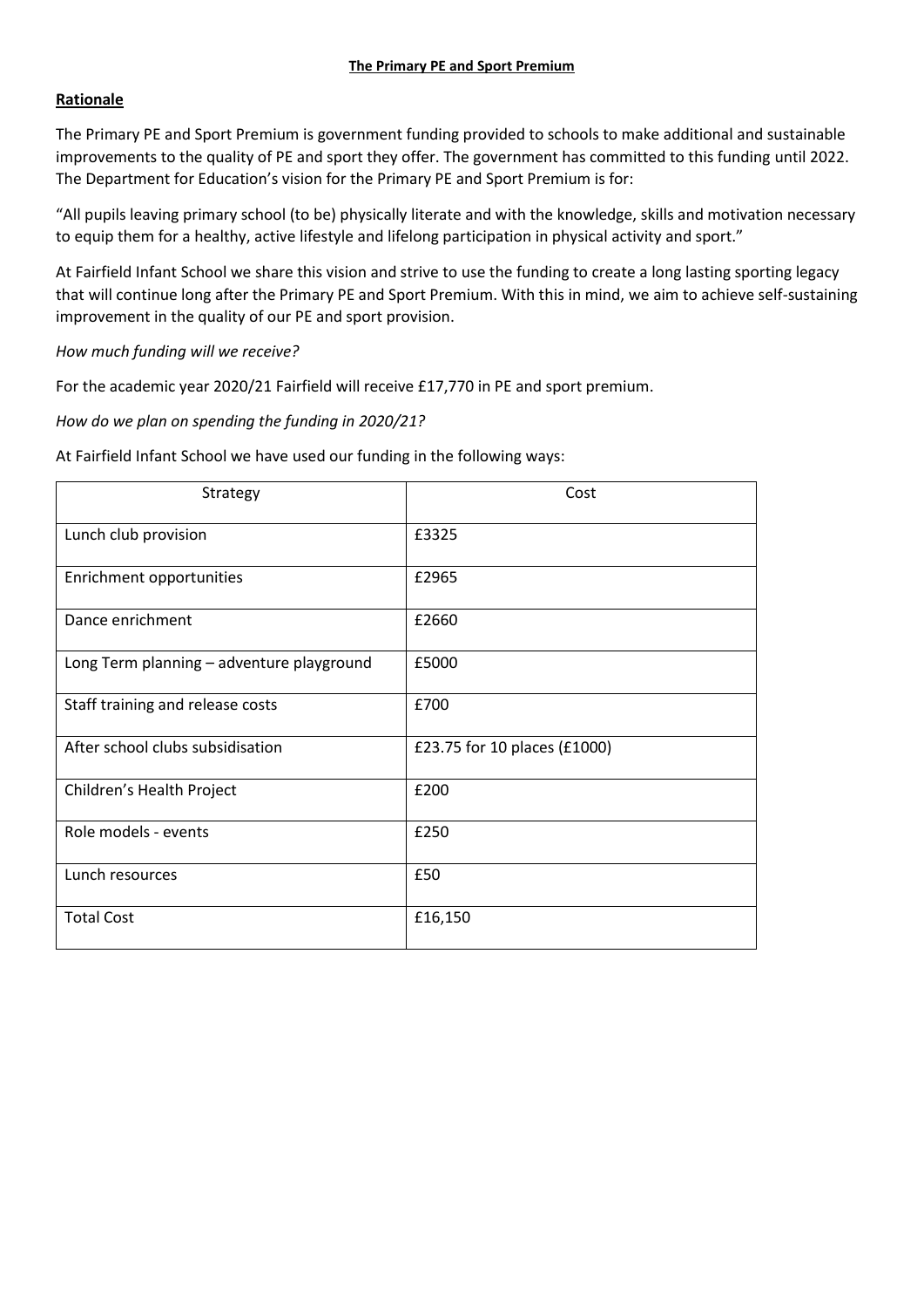# The Primary PE and Sport Premium

## Rationale

The Primary PE and Sport Premium is government funding provided to schools to make additional and sustainable improvements to the quality of PE and sport they offer. The government has committed to this funding until 2022. The Department for Education's vision for the Primary PE and Sport Premium is for:

"All pupils leaving primary school (to be) physically literate and with the knowledge, skills and motivation necessary to equip them for a healthy, active lifestyle and lifelong participation in physical activity and sport."

At Fairfield Infant School we share this vision and strive to use the funding to create a long lasting sporting legacy that will continue long after the Primary PE and Sport Premium. With this in mind, we aim to achieve self-sustaining improvement in the quality of our PE and sport provision.

*How much funding will we receive?*

For the academic year 2020/21 Fairfield will receive £17,770 in PE and sport premium.

*How do we plan on spending the funding in 2020/21?*

At Fairfield Infant School we have used our funding in the following ways:

| Strategy | Cost |
|---|---|
| Lunch club provision | £3325 |
| Enrichment opportunities | £2965 |
| Dance enrichment | £2660 |
| Long Term planning – adventure playground | £5000 |
| Staff training and release costs | £700 |
| After school clubs subsidisation | £23.75 for 10 places (£1000) |
| Children's Health Project | £200 |
| Role models - events | £250 |
| Lunch resources | £50 |
| Total Cost | £16,150 |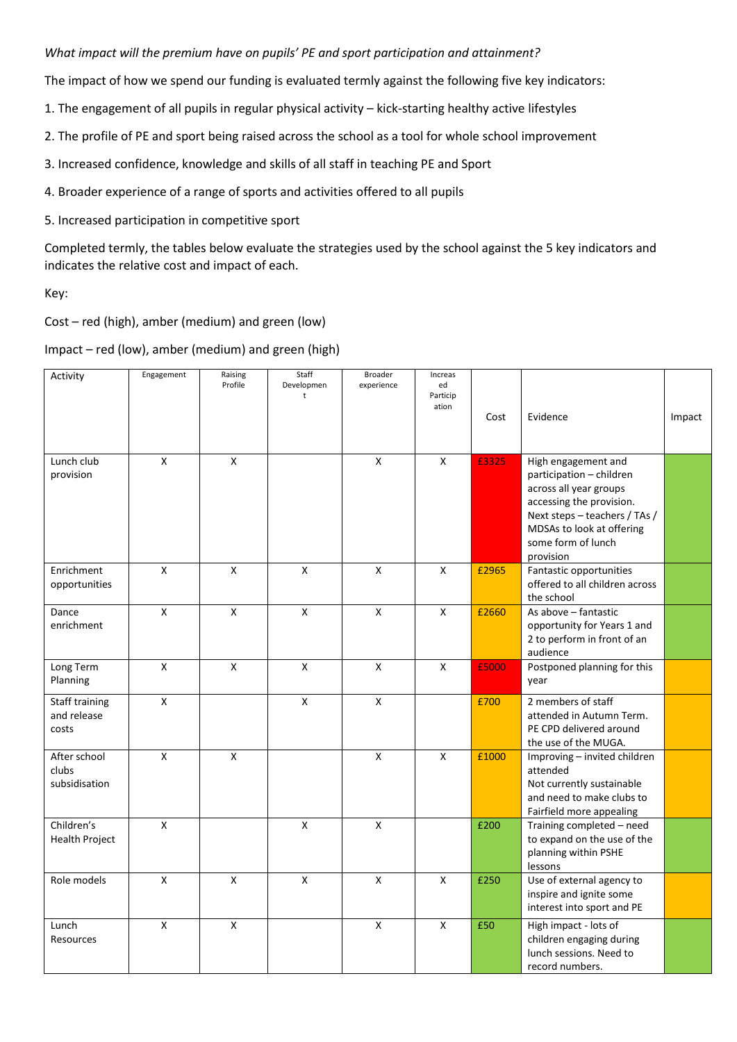*What impact will the premium have on pupils' PE and sport participation and attainment?*

The impact of how we spend our funding is evaluated termly against the following five key indicators:

1. The engagement of all pupils in regular physical activity – kick-starting healthy active lifestyles
2. The profile of PE and sport being raised across the school as a tool for whole school improvement
3. Increased confidence, knowledge and skills of all staff in teaching PE and Sport
4. Broader experience of a range of sports and activities offered to all pupils
5. Increased participation in competitive sport

Completed termly, the tables below evaluate the strategies used by the school against the 5 key indicators and indicates the relative cost and impact of each.

Key:

Cost – red (high), amber (medium) and green (low)

Impact – red (low), amber (medium) and green (high)

| Activity | Engagement | Raising Profile | Staff Development | Broader experience | Increased Participation | Cost | Evidence | Impact |
|---|---|---|---|---|---|---|---|---|
| Lunch club provision | X | X | | X | X | £3325 | High engagement and participation – children across all year groups accessing the provision. Next steps – teachers / TAs / MDSAs to look at offering some form of lunch provision | |
| Enrichment opportunities | X | X | X | X | X | £2965 | Fantastic opportunities offered to all children across the school | |
| Dance enrichment | X | X | X | X | X | £2660 | As above – fantastic opportunity for Years 1 and 2 to perform in front of an audience | |
| Long Term Planning | X | X | X | X | X | £5000 | Postponed planning for this year | |
| Staff training and release costs | X | | X | X | | £700 | 2 members of staff attended in Autumn Term. PE CPD delivered around the use of the MUGA. | |
| After school clubs subsidisation | X | X | | X | X | £1000 | Improving – invited children attended<br>Not currently sustainable and need to make clubs to Fairfield more appealing | |
| Children's Health Project | X | | X | X | | £200 | Training completed – need to expand on the use of the planning within PSHE lessons | |
| Role models | X | X | X | X | X | £250 | Use of external agency to inspire and ignite some interest into sport and PE | |
| Lunch Resources | X | X | | X | X | £50 | High impact - lots of children engaging during lunch sessions. Need to record numbers. | |